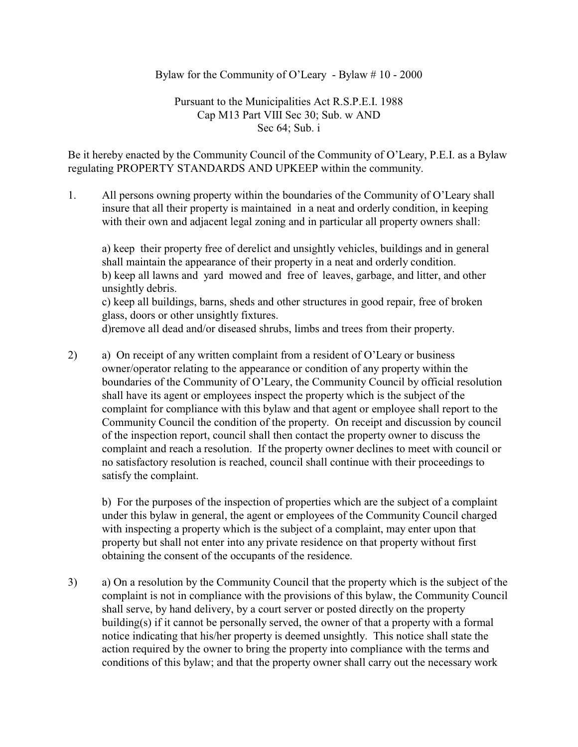Bylaw for the Community of O'Leary - Bylaw # 10 - 2000

Pursuant to the Municipalities Act R.S.P.E.I. 1988
Cap M13 Part VIII Sec 30; Sub. w AND
Sec 64; Sub. i

Be it hereby enacted by the Community Council of the Community of O'Leary, P.E.I. as a Bylaw regulating PROPERTY STANDARDS AND UPKEEP within the community.

1. All persons owning property within the boundaries of the Community of O'Leary shall insure that all their property is maintained in a neat and orderly condition, in keeping with their own and adjacent legal zoning and in particular all property owners shall:

   a) keep their property free of derelict and unsightly vehicles, buildings and in general shall maintain the appearance of their property in a neat and orderly condition.
   b) keep all lawns and yard mowed and free of leaves, garbage, and litter, and other unsightly debris.
   c) keep all buildings, barns, sheds and other structures in good repair, free of broken glass, doors or other unsightly fixtures.
   d)remove all dead and/or diseased shrubs, limbs and trees from their property.

2) a) On receipt of any written complaint from a resident of O'Leary or business owner/operator relating to the appearance or condition of any property within the boundaries of the Community of O'Leary, the Community Council by official resolution shall have its agent or employees inspect the property which is the subject of the complaint for compliance with this bylaw and that agent or employee shall report to the Community Council the condition of the property. On receipt and discussion by council of the inspection report, council shall then contact the property owner to discuss the complaint and reach a resolution. If the property owner declines to meet with council or no satisfactory resolution is reached, council shall continue with their proceedings to satisfy the complaint.

   b) For the purposes of the inspection of properties which are the subject of a complaint under this bylaw in general, the agent or employees of the Community Council charged with inspecting a property which is the subject of a complaint, may enter upon that property but shall not enter into any private residence on that property without first obtaining the consent of the occupants of the residence.

3) a) On a resolution by the Community Council that the property which is the subject of the complaint is not in compliance with the provisions of this bylaw, the Community Council shall serve, by hand delivery, by a court server or posted directly on the property building(s) if it cannot be personally served, the owner of that a property with a formal notice indicating that his/her property is deemed unsightly. This notice shall state the action required by the owner to bring the property into compliance with the terms and conditions of this bylaw; and that the property owner shall carry out the necessary work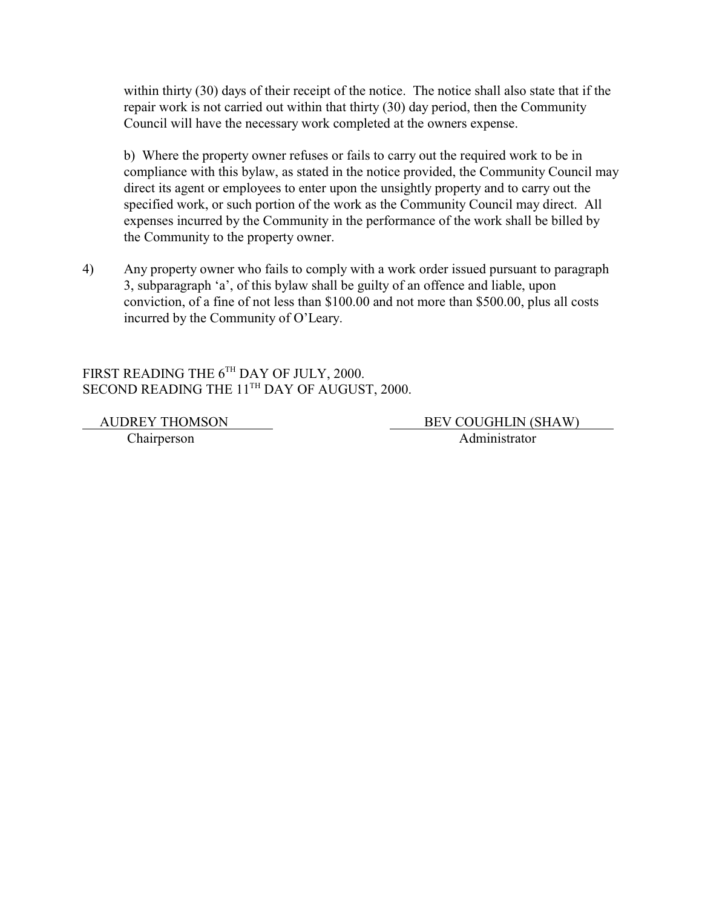within thirty (30) days of their receipt of the notice. The notice shall also state that if the repair work is not carried out within that thirty (30) day period, then the Community Council will have the necessary work completed at the owners expense.

b) Where the property owner refuses or fails to carry out the required work to be in compliance with this bylaw, as stated in the notice provided, the Community Council may direct its agent or employees to enter upon the unsightly property and to carry out the specified work, or such portion of the work as the Community Council may direct. All expenses incurred by the Community in the performance of the work shall be billed by the Community to the property owner.

4) Any property owner who fails to comply with a work order issued pursuant to paragraph 3, subparagraph 'a', of this bylaw shall be guilty of an offence and liable, upon conviction, of a fine of not less than \$100.00 and not more than \$500.00, plus all costs incurred by the Community of O'Leary.

FIRST READING THE 6TH DAY OF JULY, 2000.
SECOND READING THE 11TH DAY OF AUGUST, 2000.

AUDREY THOMSON
Chairperson

BEV COUGHLIN (SHAW)
Administrator